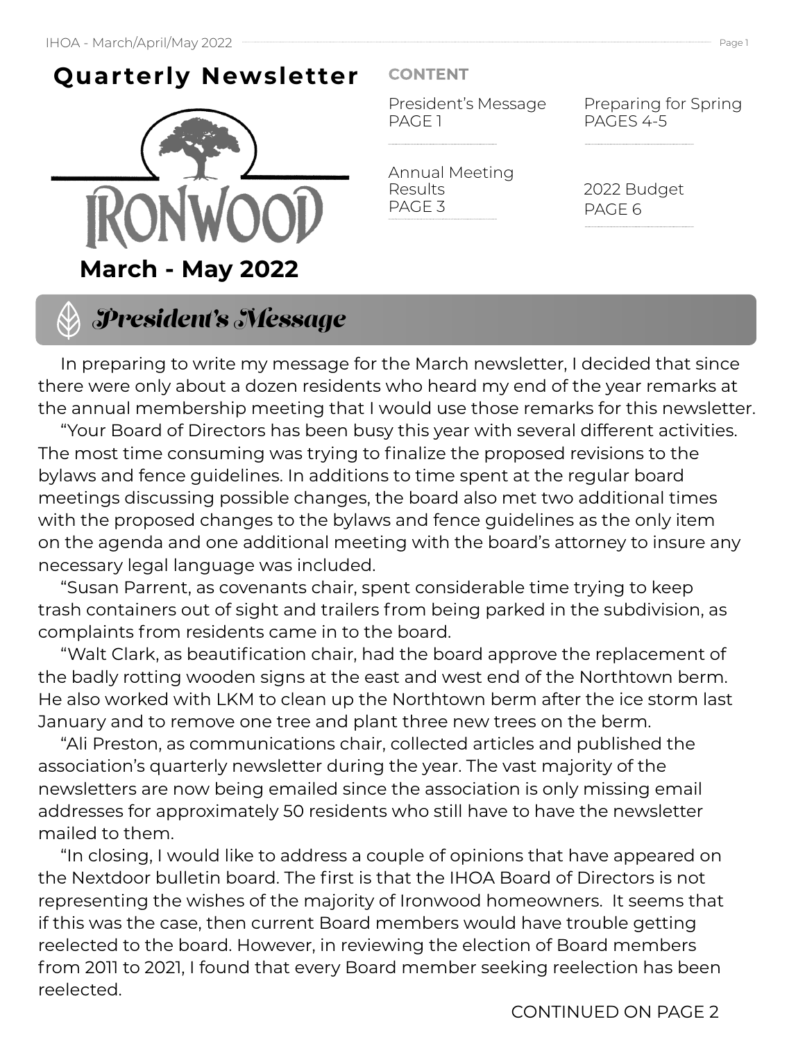# Quarterly Newsletter

IRONWOOD

**March - May 2022**

**CONTENT**

- President's Message PAGE 1
- Annual Meeting Results PAGE 3
- Preparing for Spring PAGES 4-5
- 2022 Budget PAGE 6

## *President's Message*

In preparing to write my message for the March newsletter, I decided that since there were only about a dozen residents who heard my end of the year remarks at the annual membership meeting that I would use those remarks for this newsletter.

"Your Board of Directors has been busy this year with several different activities. The most time consuming was trying to finalize the proposed revisions to the bylaws and fence guidelines. In additions to time spent at the regular board meetings discussing possible changes, the board also met two additional times with the proposed changes to the bylaws and fence guidelines as the only item on the agenda and one additional meeting with the board's attorney to insure any necessary legal language was included.

"Susan Parrent, as covenants chair, spent considerable time trying to keep trash containers out of sight and trailers from being parked in the subdivision, as complaints from residents came in to the board.

"Walt Clark, as beautification chair, had the board approve the replacement of the badly rotting wooden signs at the east and west end of the Northtown berm. He also worked with LKM to clean up the Northtown berm after the ice storm last January and to remove one tree and plant three new trees on the berm.

"Ali Preston, as communications chair, collected articles and published the association's quarterly newsletter during the year. The vast majority of the newsletters are now being emailed since the association is only missing email addresses for approximately 50 residents who still have to have the newsletter mailed to them.

"In closing, I would like to address a couple of opinions that have appeared on the Nextdoor bulletin board. The first is that the IHOA Board of Directors is not representing the wishes of the majority of Ironwood homeowners. It seems that if this was the case, then current Board members would have trouble getting reelected to the board. However, in reviewing the election of Board members from 2011 to 2021, I found that every Board member seeking reelection has been reelected.

CONTINUED ON PAGE 2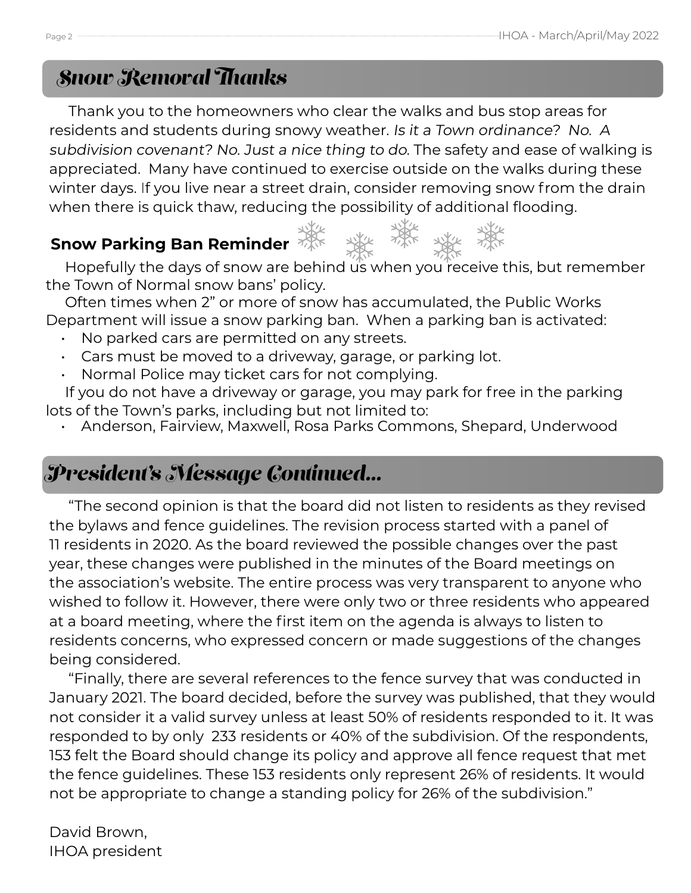## Snow Removal Thanks

Thank you to the homeowners who clear the walks and bus stop areas for residents and students during snowy weather. *Is it a Town ordinance? No. A subdivision covenant? No. Just a nice thing to do.* The safety and ease of walking is appreciated. Many have continued to exercise outside on the walks during these winter days. If you live near a street drain, consider removing snow from the drain when there is quick thaw, reducing the possibility of additional flooding.

### Snow Parking Ban Reminder

Hopefully the days of snow are behind us when you receive this, but remember the Town of Normal snow bans' policy.

Often times when 2" or more of snow has accumulated, the Public Works Department will issue a snow parking ban. When a parking ban is activated:

- No parked cars are permitted on any streets.
- Cars must be moved to a driveway, garage, or parking lot.
- Normal Police may ticket cars for not complying.

If you do not have a driveway or garage, you may park for free in the parking lots of the Town's parks, including but not limited to:

- Anderson, Fairview, Maxwell, Rosa Parks Commons, Shepard, Underwood

## President's Message Continued...

"The second opinion is that the board did not listen to residents as they revised the bylaws and fence guidelines. The revision process started with a panel of 11 residents in 2020. As the board reviewed the possible changes over the past year, these changes were published in the minutes of the Board meetings on the association's website. The entire process was very transparent to anyone who wished to follow it. However, there were only two or three residents who appeared at a board meeting, where the first item on the agenda is always to listen to residents concerns, who expressed concern or made suggestions of the changes being considered.

"Finally, there are several references to the fence survey that was conducted in January 2021. The board decided, before the survey was published, that they would not consider it a valid survey unless at least 50% of residents responded to it. It was responded to by only 233 residents or 40% of the subdivision. Of the respondents, 153 felt the Board should change its policy and approve all fence request that met the fence guidelines. These 153 residents only represent 26% of residents. It would not be appropriate to change a standing policy for 26% of the subdivision."

David Brown,
IHOA president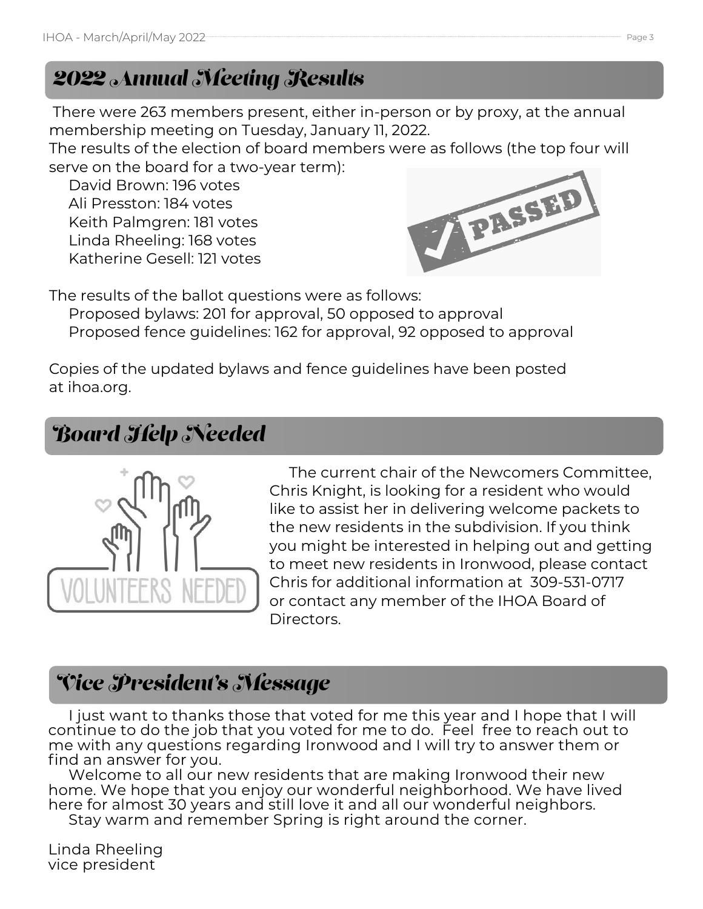## 2022 Annual Meeting Results

There were 263 members present, either in-person or by proxy, at the annual membership meeting on Tuesday, January 11, 2022.

The results of the election of board members were as follows (the top four will serve on the board for a two-year term):

- David Brown: 196 votes
- Ali Presston: 184 votes
- Keith Palmgren: 181 votes
- Linda Rheeling: 168 votes
- Katherine Gesell: 121 votes

The results of the ballot questions were as follows:

- Proposed bylaws: 201 for approval, 50 opposed to approval
- Proposed fence guidelines: 162 for approval, 92 opposed to approval

Copies of the updated bylaws and fence guidelines have been posted at ihoa.org.

## Board Help Needed

The current chair of the Newcomers Committee, Chris Knight, is looking for a resident who would like to assist her in delivering welcome packets to the new residents in the subdivision. If you think you might be interested in helping out and getting to meet new residents in Ironwood, please contact Chris for additional information at 309-531-0717 or contact any member of the IHOA Board of Directors.

## Vice President's Message

I just want to thanks those that voted for me this year and I hope that I will continue to do the job that you voted for me to do. Feel free to reach out to me with any questions regarding Ironwood and I will try to answer them or find an answer for you.

Welcome to all our new residents that are making Ironwood their new home. We hope that you enjoy our wonderful neighborhood. We have lived here for almost 30 years and still love it and all our wonderful neighbors.

Stay warm and remember Spring is right around the corner.

Linda Rheeling
vice president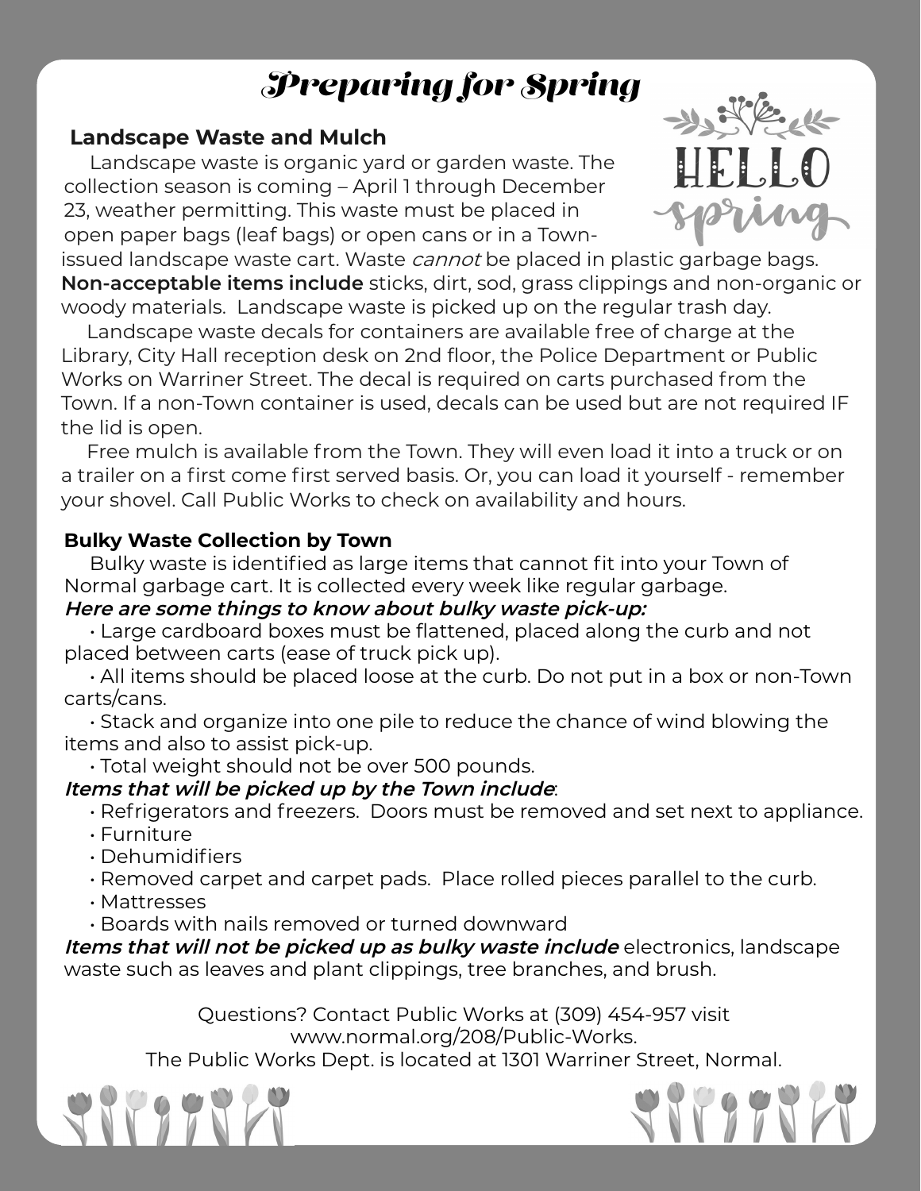# Preparing for Spring

## Landscape Waste and Mulch

Landscape waste is organic yard or garden waste. The collection season is coming – April 1 through December 23, weather permitting. This waste must be placed in open paper bags (leaf bags) or open cans or in a Town-issued landscape waste cart. Waste *cannot* be placed in plastic garbage bags. **Non-acceptable items include** sticks, dirt, sod, grass clippings and non-organic or woody materials. Landscape waste is picked up on the regular trash day.

Landscape waste decals for containers are available free of charge at the Library, City Hall reception desk on 2nd floor, the Police Department or Public Works on Warriner Street. The decal is required on carts purchased from the Town. If a non-Town container is used, decals can be used but are not required IF the lid is open.

Free mulch is available from the Town. They will even load it into a truck or on a trailer on a first come first served basis. Or, you can load it yourself - remember your shovel. Call Public Works to check on availability and hours.

## Bulky Waste Collection by Town

Bulky waste is identified as large items that cannot fit into your Town of Normal garbage cart. It is collected every week like regular garbage.

***Here are some things to know about bulky waste pick-up:***

- Large cardboard boxes must be flattened, placed along the curb and not placed between carts (ease of truck pick up).
- All items should be placed loose at the curb. Do not put in a box or non-Town carts/cans.
- Stack and organize into one pile to reduce the chance of wind blowing the items and also to assist pick-up.
- Total weight should not be over 500 pounds.

***Items that will be picked up by the Town include***:

- Refrigerators and freezers. Doors must be removed and set next to appliance.
- Furniture
- Dehumidifiers
- Removed carpet and carpet pads. Place rolled pieces parallel to the curb.
- Mattresses
- Boards with nails removed or turned downward

***Items that will not be picked up as bulky waste include*** electronics, landscape waste such as leaves and plant clippings, tree branches, and brush.

Questions? Contact Public Works at (309) 454-957 visit www.normal.org/208/Public-Works.
The Public Works Dept. is located at 1301 Warriner Street, Normal.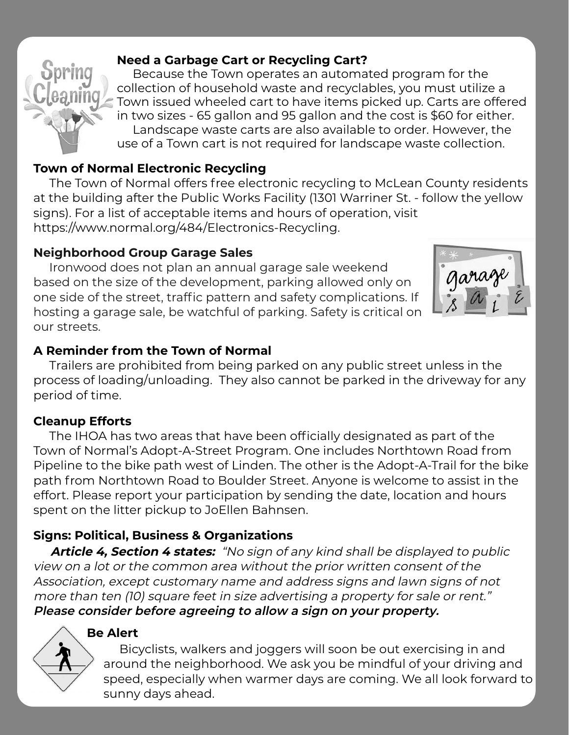## Need a Garbage Cart or Recycling Cart?

Because the Town operates an automated program for the collection of household waste and recyclables, you must utilize a Town issued wheeled cart to have items picked up. Carts are offered in two sizes - 65 gallon and 95 gallon and the cost is $60 for either.

Landscape waste carts are also available to order. However, the use of a Town cart is not required for landscape waste collection.

## Town of Normal Electronic Recycling

The Town of Normal offers free electronic recycling to McLean County residents at the building after the Public Works Facility (1301 Warriner St. - follow the yellow signs). For a list of acceptable items and hours of operation, visit https://www.normal.org/484/Electronics-Recycling.

## Neighborhood Group Garage Sales

Ironwood does not plan an annual garage sale weekend based on the size of the development, parking allowed only on one side of the street, traffic pattern and safety complications. If hosting a garage sale, be watchful of parking. Safety is critical on our streets.

## A Reminder from the Town of Normal

Trailers are prohibited from being parked on any public street unless in the process of loading/unloading. They also cannot be parked in the driveway for any period of time.

## Cleanup Efforts

The IHOA has two areas that have been officially designated as part of the Town of Normal's Adopt-A-Street Program. One includes Northtown Road from Pipeline to the bike path west of Linden. The other is the Adopt-A-Trail for the bike path from Northtown Road to Boulder Street. Anyone is welcome to assist in the effort. Please report your participation by sending the date, location and hours spent on the litter pickup to JoEllen Bahnsen.

## Signs: Political, Business & Organizations

***Article 4, Section 4 states:*** *"No sign of any kind shall be displayed to public view on a lot or the common area without the prior written consent of the Association, except customary name and address signs and lawn signs of not more than ten (10) square feet in size advertising a property for sale or rent."*

***Please consider before agreeing to allow a sign on your property.***

## Be Alert

Bicyclists, walkers and joggers will soon be out exercising in and around the neighborhood. We ask you be mindful of your driving and speed, especially when warmer days are coming. We all look forward to sunny days ahead.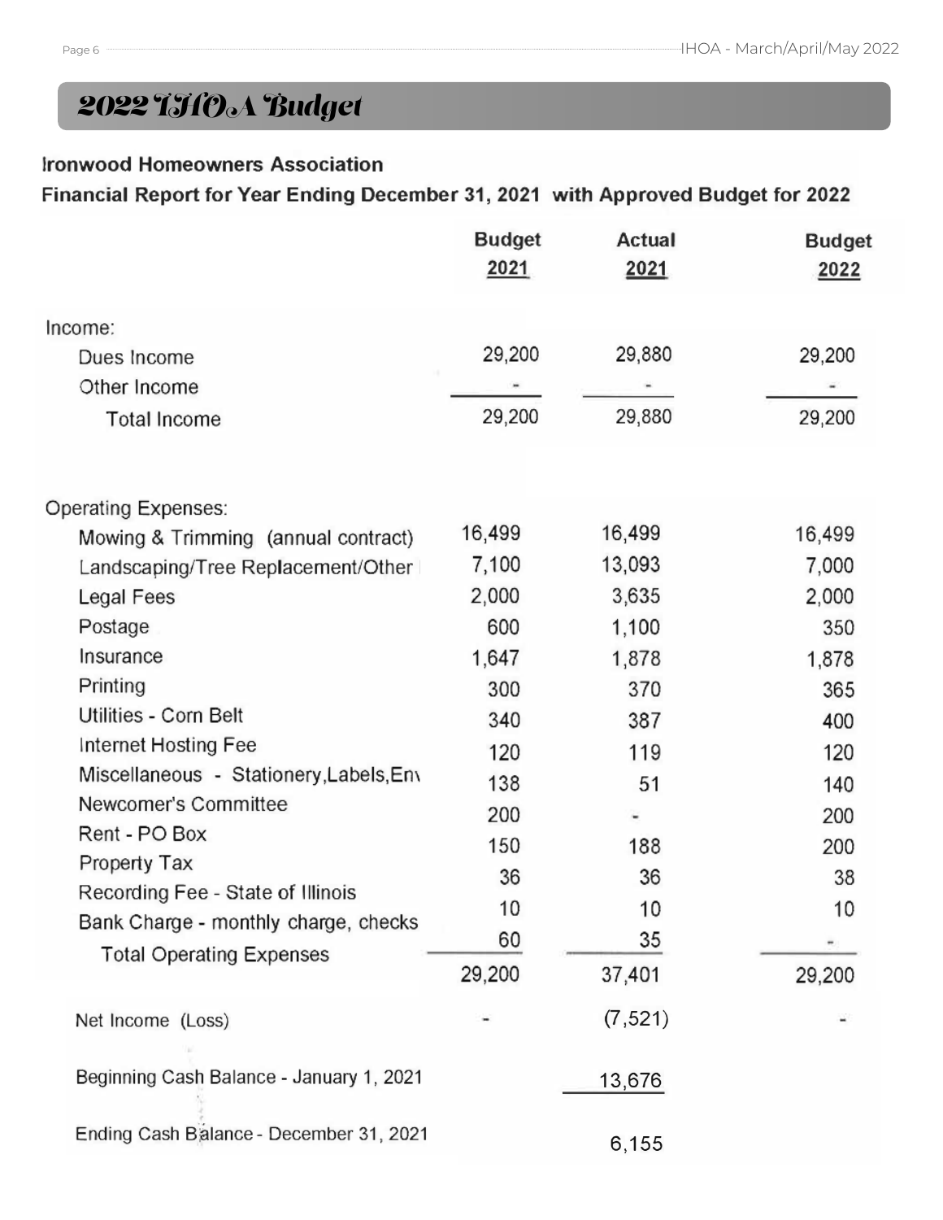## 2022 IHOA Budget

**Ironwood Homeowners Association**

**Financial Report for Year Ending December 31, 2021 with Approved Budget for 2022**

| | Budget 2021 | Actual 2021 | Budget 2022 |
|---|---|---|---|
| **Income:** | | | |
| Dues Income | 29,200 | 29,880 | 29,200 |
| Other Income | - | - | - |
| Total Income | 29,200 | 29,880 | 29,200 |
| **Operating Expenses:** | | | |
| Mowing & Trimming (annual contract) | 16,499 | 16,499 | 16,499 |
| Landscaping/Tree Replacement/Other | 7,100 | 13,093 | 7,000 |
| Legal Fees | 2,000 | 3,635 | 2,000 |
| Postage | 600 | 1,100 | 350 |
| Insurance | 1,647 | 1,878 | 1,878 |
| Printing | 300 | 370 | 365 |
| Utilities - Corn Belt | 340 | 387 | 400 |
| Internet Hosting Fee | 120 | 119 | 120 |
| Miscellaneous - Stationery,Labels,Env | 138 | 51 | 140 |
| Newcomer's Committee | 200 | - | 200 |
| Rent - PO Box | 150 | 188 | 200 |
| Property Tax | 36 | 36 | 38 |
| Recording Fee - State of Illinois | 10 | 10 | 10 |
| Bank Charge - monthly charge, checks | 60 | 35 | - |
| Total Operating Expenses | 29,200 | 37,401 | 29,200 |
| Net Income (Loss) | - | (7,521) | - |
| Beginning Cash Balance - January 1, 2021 | | 13,676 | |
| Ending Cash Balance - December 31, 2021 | | 6,155 | |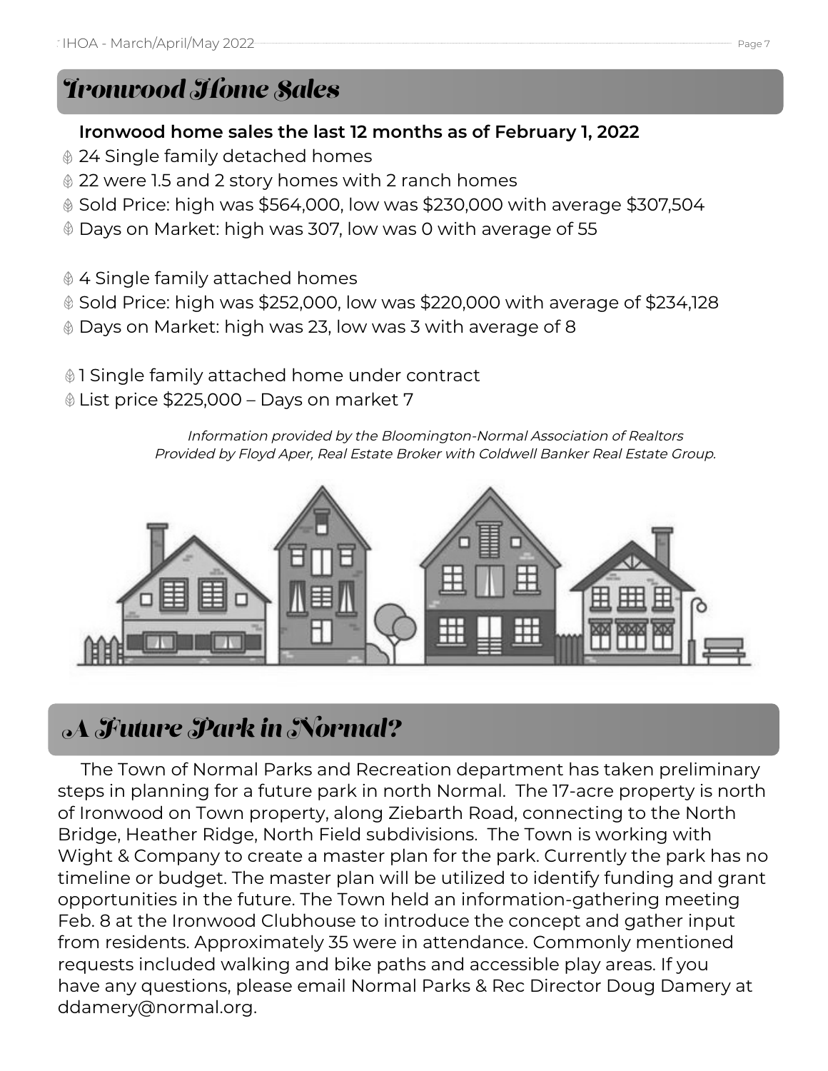## Ironwood Home Sales

**Ironwood home sales the last 12 months as of February 1, 2022**

- 24 Single family detached homes
- 22 were 1.5 and 2 story homes with 2 ranch homes
- Sold Price: high was $564,000, low was $230,000 with average $307,504
- Days on Market: high was 307, low was 0 with average of 55

- 4 Single family attached homes
- Sold Price: high was $252,000, low was $220,000 with average of $234,128
- Days on Market: high was 23, low was 3 with average of 8

- 1 Single family attached home under contract
- List price $225,000 – Days on market 7

*Information provided by the Bloomington-Normal Association of Realtors*
*Provided by Floyd Aper, Real Estate Broker with Coldwell Banker Real Estate Group.*

## A Future Park in Normal?

The Town of Normal Parks and Recreation department has taken preliminary steps in planning for a future park in north Normal. The 17-acre property is north of Ironwood on Town property, along Ziebarth Road, connecting to the North Bridge, Heather Ridge, North Field subdivisions. The Town is working with Wight & Company to create a master plan for the park. Currently the park has no timeline or budget. The master plan will be utilized to identify funding and grant opportunities in the future. The Town held an information-gathering meeting Feb. 8 at the Ironwood Clubhouse to introduce the concept and gather input from residents. Approximately 35 were in attendance. Commonly mentioned requests included walking and bike paths and accessible play areas. If you have any questions, please email Normal Parks & Rec Director Doug Damery at ddamery@normal.org.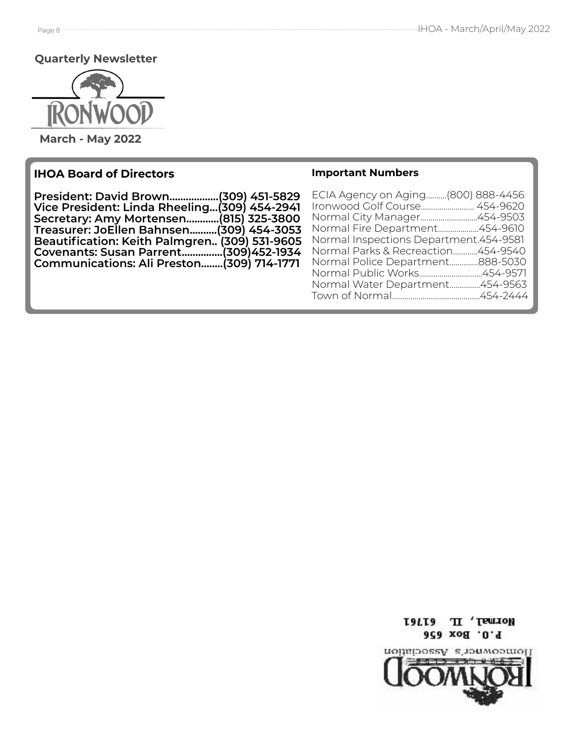**Quarterly Newsletter**

IRONWOOD

**March - May 2022**

### IHOA Board of Directors

**President: David Brown..................(309) 451-5829**
**Vice President: Linda Rheeling...(309) 454-2941**
**Secretary: Amy Mortensen............(815) 325-3800**
**Treasurer: JoEllen Bahnsen..........(309) 454-3053**
**Beautification: Keith Palmgren.. (309) 531-9605**
**Covenants: Susan Parrent...............(309)452-1934**
**Communications: Ali Preston........(309) 714-1771**

### Important Numbers

ECIA Agency on Aging..........(800) 888-4456
Ironwood Golf Course.......................... 454-9620
Normal City Manager............................454-9503
Normal Fire Department....................454-9610
Normal Inspections Department.454-9581
Normal Parks & Recreaction............454-9540
Normal Police Department..............888-5030
Normal Public Works..............................454-9571
Normal Water Department...............454-9563
Town of Normal...........................................454-2444

IRONWOOD
Homeowner's Association
P.O. Box 656
Normal, IL 61761